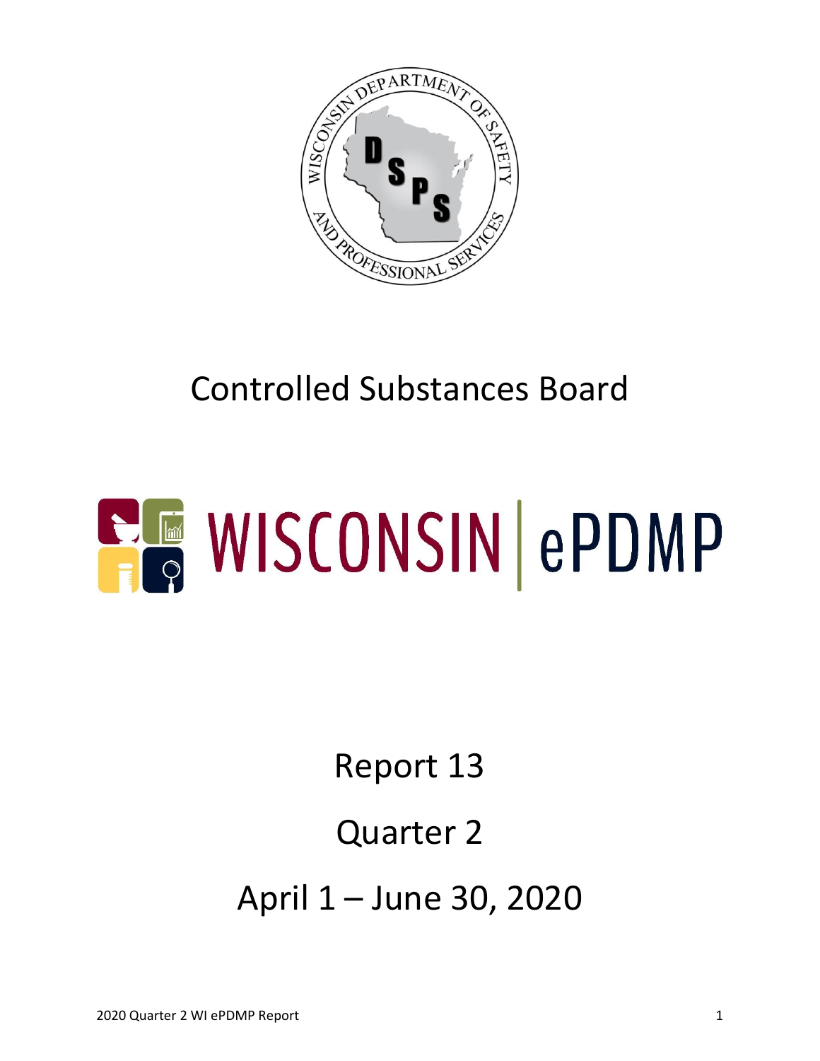# Controlled Substances Board

# WISCONSIN | ePDMP

## Report 13

## Quarter 2

## April 1 – June 30, 2020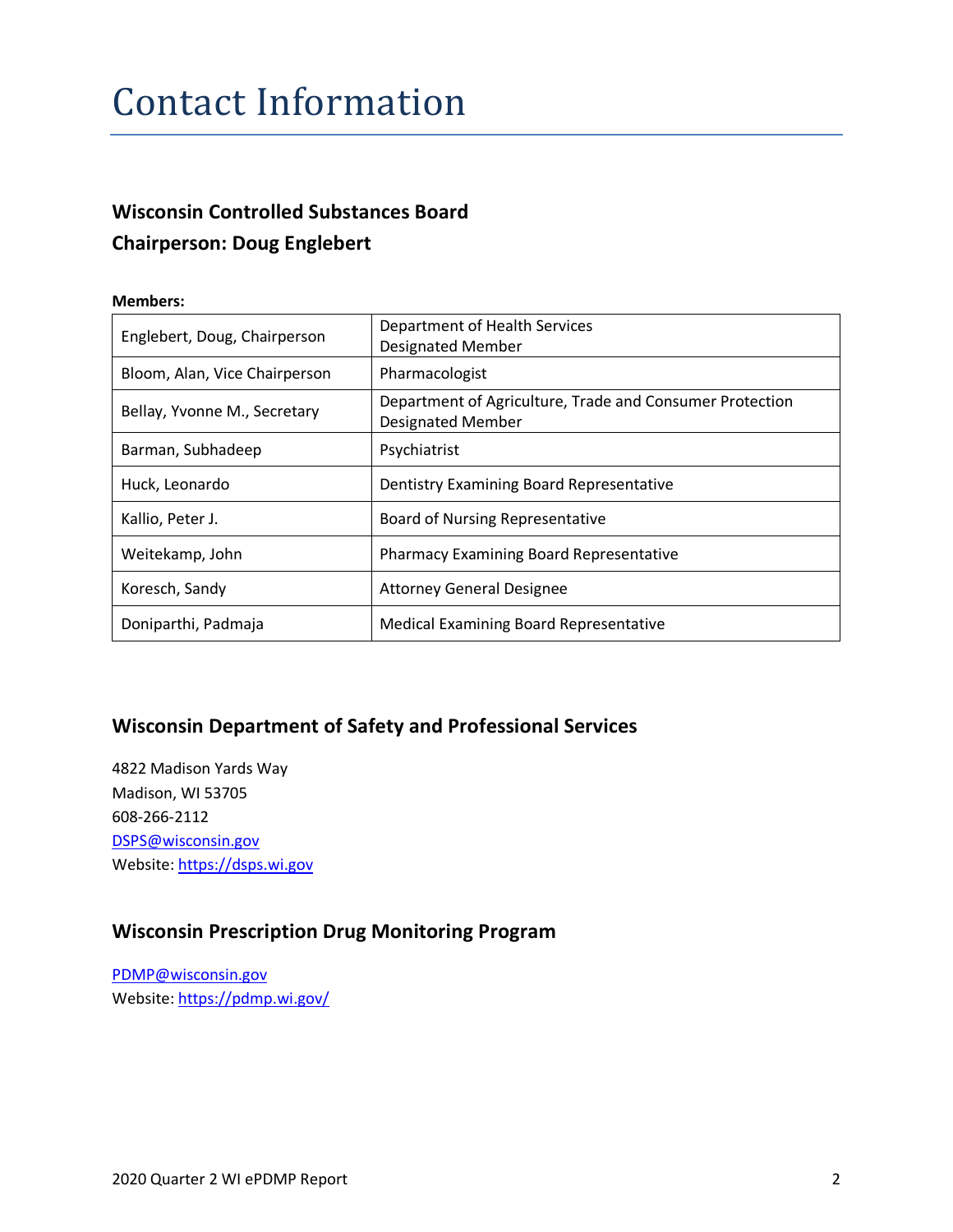# Contact Information

### Wisconsin Controlled Substances Board
### Chairperson: Doug Englebert

**Members:**

| | |
|---|---|
| Englebert, Doug, Chairperson | Department of Health Services Designated Member |
| Bloom, Alan, Vice Chairperson | Pharmacologist |
| Bellay, Yvonne M., Secretary | Department of Agriculture, Trade and Consumer Protection Designated Member |
| Barman, Subhadeep | Psychiatrist |
| Huck, Leonardo | Dentistry Examining Board Representative |
| Kallio, Peter J. | Board of Nursing Representative |
| Weitekamp, John | Pharmacy Examining Board Representative |
| Koresch, Sandy | Attorney General Designee |
| Doniparthi, Padmaja | Medical Examining Board Representative |

## Wisconsin Department of Safety and Professional Services

4822 Madison Yards Way
Madison, WI 53705
608-266-2112
DSPS@wisconsin.gov
Website: https://dsps.wi.gov

## Wisconsin Prescription Drug Monitoring Program

PDMP@wisconsin.gov
Website: https://pdmp.wi.gov/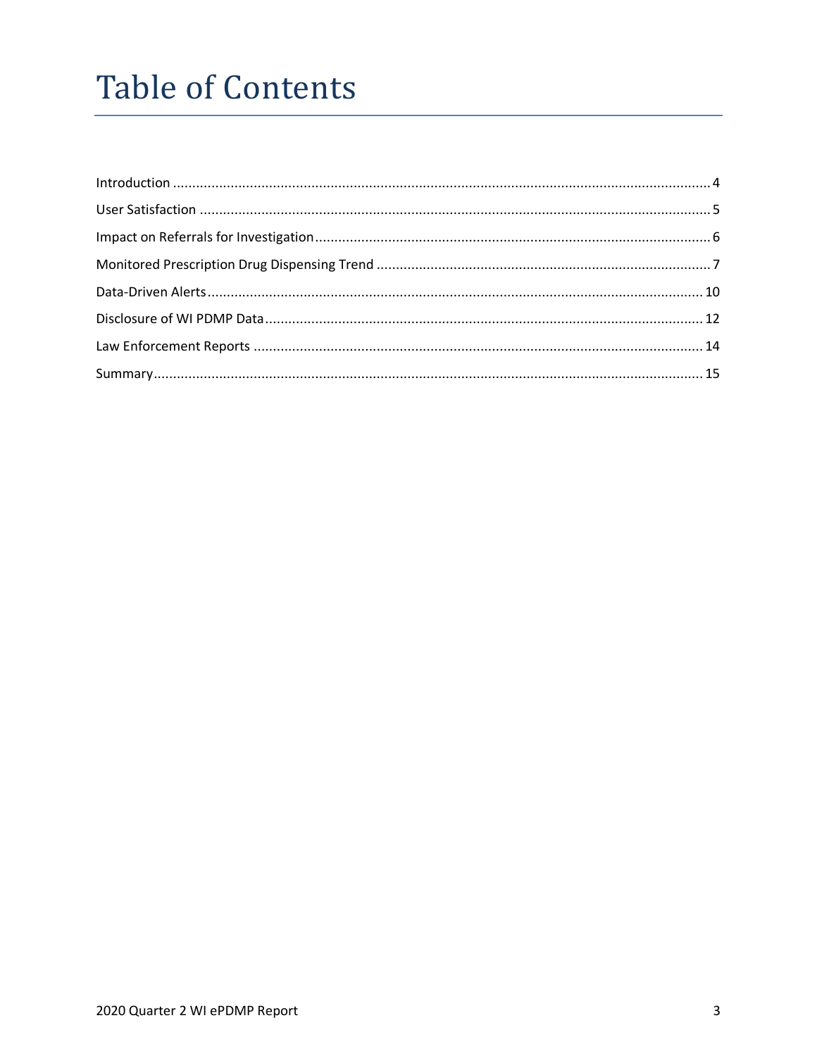# Table of Contents

Introduction ........................................................................................................................................ 4
User Satisfaction ................................................................................................................................. 5
Impact on Referrals for Investigation.................................................................................................... 6
Monitored Prescription Drug Dispensing Trend ..................................................................................... 7
Data-Driven Alerts.............................................................................................................................. 10
Disclosure of WI PDMP Data................................................................................................................ 12
Law Enforcement Reports .................................................................................................................. 14
Summary............................................................................................................................................ 15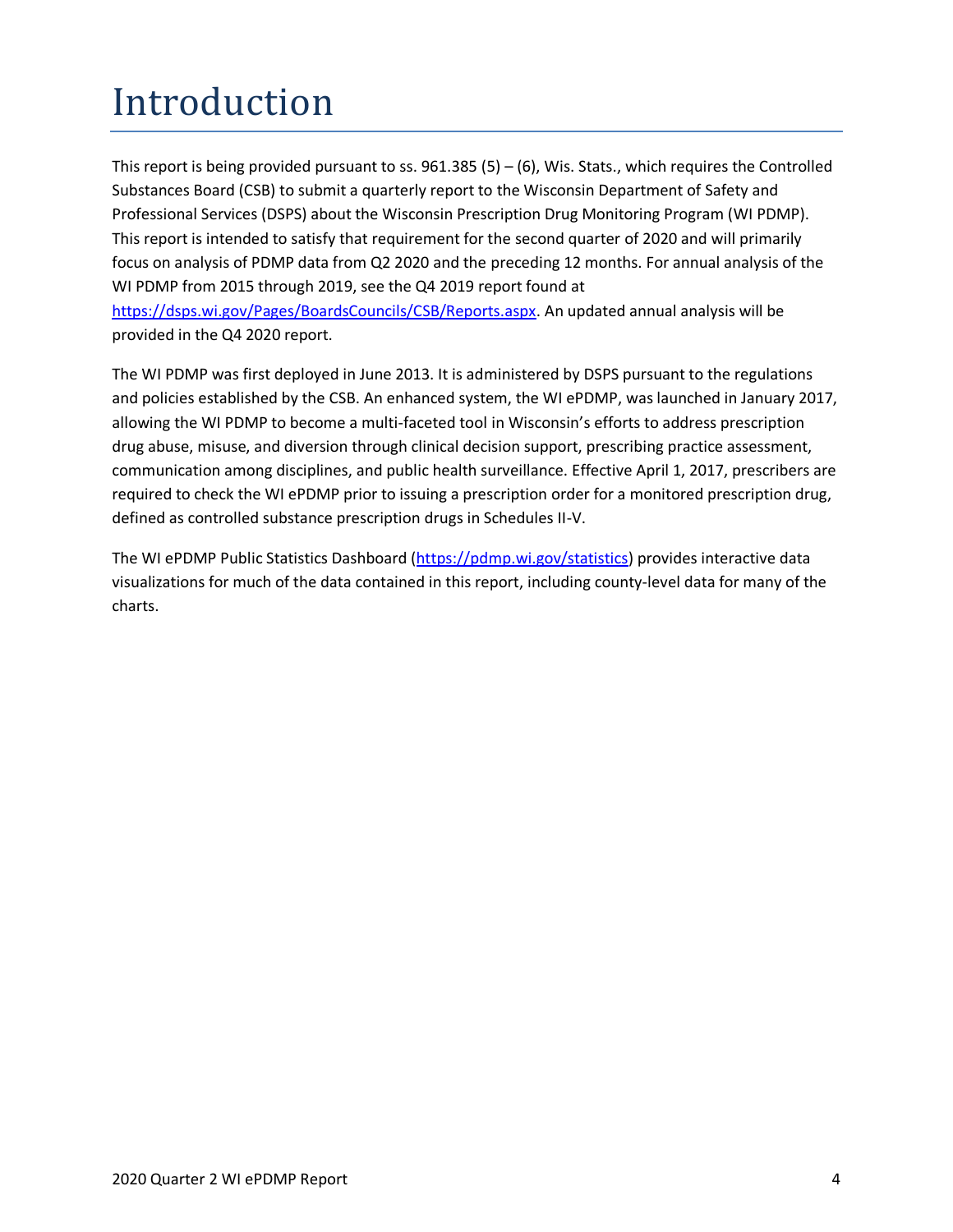# Introduction

This report is being provided pursuant to ss. 961.385 (5) – (6), Wis. Stats., which requires the Controlled Substances Board (CSB) to submit a quarterly report to the Wisconsin Department of Safety and Professional Services (DSPS) about the Wisconsin Prescription Drug Monitoring Program (WI PDMP). This report is intended to satisfy that requirement for the second quarter of 2020 and will primarily focus on analysis of PDMP data from Q2 2020 and the preceding 12 months. For annual analysis of the WI PDMP from 2015 through 2019, see the Q4 2019 report found at [https://dsps.wi.gov/Pages/BoardsCouncils/CSB/Reports.aspx](https://dsps.wi.gov/Pages/BoardsCouncils/CSB/Reports.aspx). An updated annual analysis will be provided in the Q4 2020 report.

The WI PDMP was first deployed in June 2013. It is administered by DSPS pursuant to the regulations and policies established by the CSB. An enhanced system, the WI ePDMP, was launched in January 2017, allowing the WI PDMP to become a multi-faceted tool in Wisconsin's efforts to address prescription drug abuse, misuse, and diversion through clinical decision support, prescribing practice assessment, communication among disciplines, and public health surveillance. Effective April 1, 2017, prescribers are required to check the WI ePDMP prior to issuing a prescription order for a monitored prescription drug, defined as controlled substance prescription drugs in Schedules II-V.

The WI ePDMP Public Statistics Dashboard ([https://pdmp.wi.gov/statistics](https://pdmp.wi.gov/statistics)) provides interactive data visualizations for much of the data contained in this report, including county-level data for many of the charts.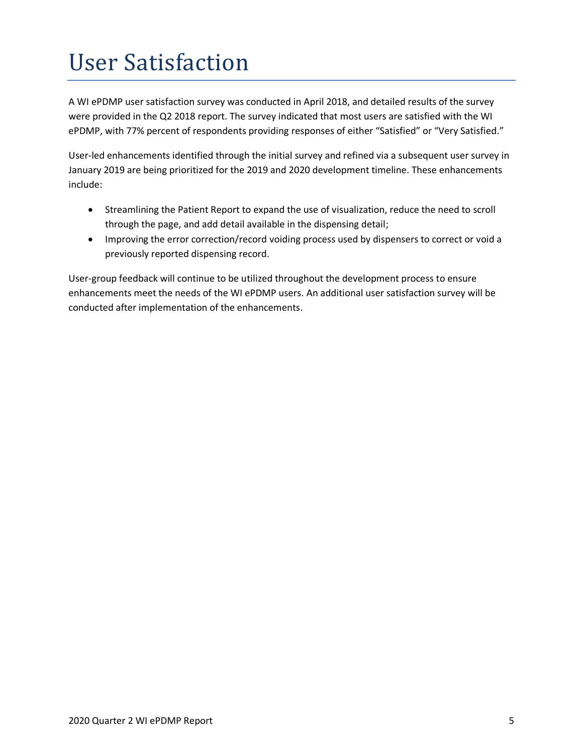# User Satisfaction

A WI ePDMP user satisfaction survey was conducted in April 2018, and detailed results of the survey were provided in the Q2 2018 report. The survey indicated that most users are satisfied with the WI ePDMP, with 77% percent of respondents providing responses of either "Satisfied" or "Very Satisfied."

User-led enhancements identified through the initial survey and refined via a subsequent user survey in January 2019 are being prioritized for the 2019 and 2020 development timeline. These enhancements include:

- Streamlining the Patient Report to expand the use of visualization, reduce the need to scroll through the page, and add detail available in the dispensing detail;
- Improving the error correction/record voiding process used by dispensers to correct or void a previously reported dispensing record.

User-group feedback will continue to be utilized throughout the development process to ensure enhancements meet the needs of the WI ePDMP users. An additional user satisfaction survey will be conducted after implementation of the enhancements.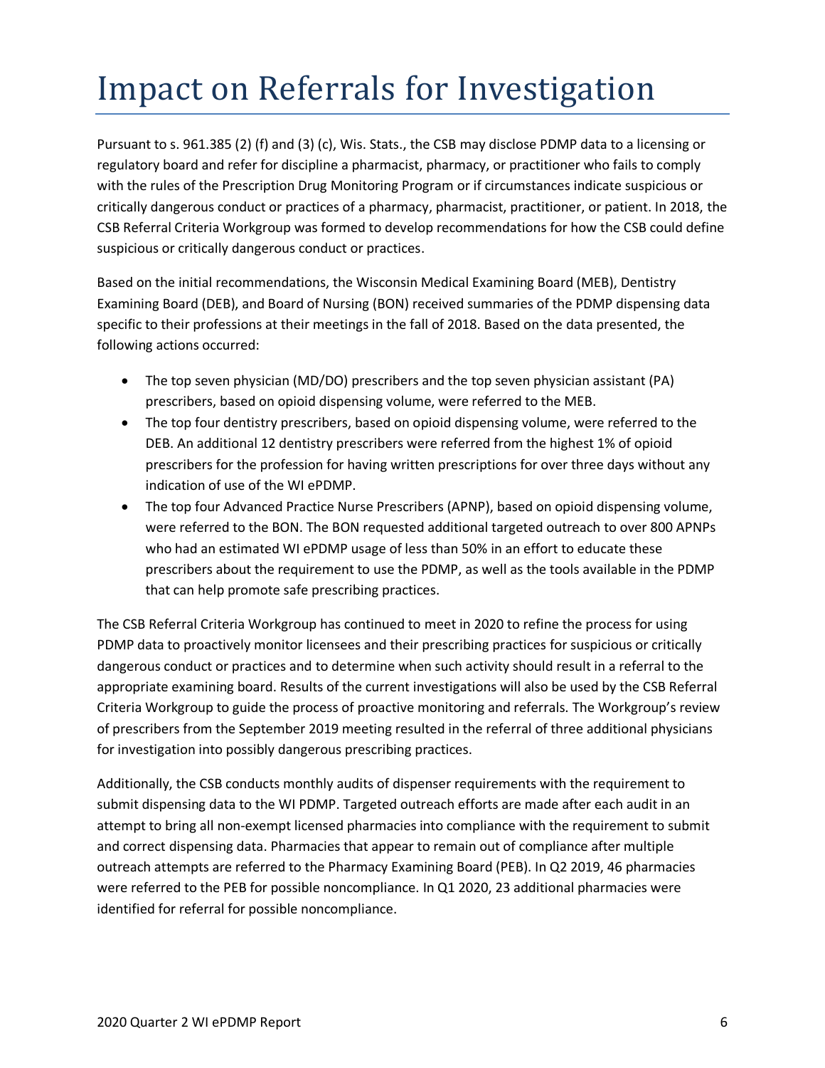# Impact on Referrals for Investigation

Pursuant to s. 961.385 (2) (f) and (3) (c), Wis. Stats., the CSB may disclose PDMP data to a licensing or regulatory board and refer for discipline a pharmacist, pharmacy, or practitioner who fails to comply with the rules of the Prescription Drug Monitoring Program or if circumstances indicate suspicious or critically dangerous conduct or practices of a pharmacy, pharmacist, practitioner, or patient. In 2018, the CSB Referral Criteria Workgroup was formed to develop recommendations for how the CSB could define suspicious or critically dangerous conduct or practices.

Based on the initial recommendations, the Wisconsin Medical Examining Board (MEB), Dentistry Examining Board (DEB), and Board of Nursing (BON) received summaries of the PDMP dispensing data specific to their professions at their meetings in the fall of 2018. Based on the data presented, the following actions occurred:

- The top seven physician (MD/DO) prescribers and the top seven physician assistant (PA) prescribers, based on opioid dispensing volume, were referred to the MEB.
- The top four dentistry prescribers, based on opioid dispensing volume, were referred to the DEB. An additional 12 dentistry prescribers were referred from the highest 1% of opioid prescribers for the profession for having written prescriptions for over three days without any indication of use of the WI ePDMP.
- The top four Advanced Practice Nurse Prescribers (APNP), based on opioid dispensing volume, were referred to the BON. The BON requested additional targeted outreach to over 800 APNPs who had an estimated WI ePDMP usage of less than 50% in an effort to educate these prescribers about the requirement to use the PDMP, as well as the tools available in the PDMP that can help promote safe prescribing practices.

The CSB Referral Criteria Workgroup has continued to meet in 2020 to refine the process for using PDMP data to proactively monitor licensees and their prescribing practices for suspicious or critically dangerous conduct or practices and to determine when such activity should result in a referral to the appropriate examining board. Results of the current investigations will also be used by the CSB Referral Criteria Workgroup to guide the process of proactive monitoring and referrals. The Workgroup's review of prescribers from the September 2019 meeting resulted in the referral of three additional physicians for investigation into possibly dangerous prescribing practices.

Additionally, the CSB conducts monthly audits of dispenser requirements with the requirement to submit dispensing data to the WI PDMP. Targeted outreach efforts are made after each audit in an attempt to bring all non-exempt licensed pharmacies into compliance with the requirement to submit and correct dispensing data. Pharmacies that appear to remain out of compliance after multiple outreach attempts are referred to the Pharmacy Examining Board (PEB). In Q2 2019, 46 pharmacies were referred to the PEB for possible noncompliance. In Q1 2020, 23 additional pharmacies were identified for referral for possible noncompliance.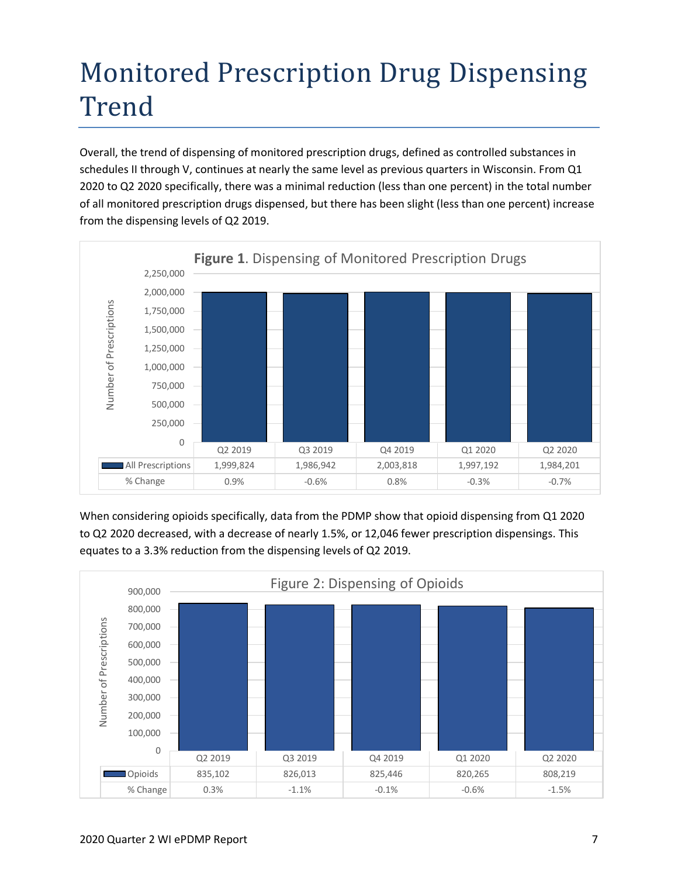# Monitored Prescription Drug Dispensing Trend

Overall, the trend of dispensing of monitored prescription drugs, defined as controlled substances in schedules II through V, continues at nearly the same level as previous quarters in Wisconsin. From Q1 2020 to Q2 2020 specifically, there was a minimal reduction (less than one percent) in the total number of all monitored prescription drugs dispensed, but there has been slight (less than one percent) increase from the dispensing levels of Q2 2019.

**Figure 1**. Dispensing of Monitored Prescription Drugs

| | Q2 2019 | Q3 2019 | Q4 2019 | Q1 2020 | Q2 2020 |
|---|---|---|---|---|---|
| All Prescriptions | 1,999,824 | 1,986,942 | 2,003,818 | 1,997,192 | 1,984,201 |
| % Change | 0.9% | -0.6% | 0.8% | -0.3% | -0.7% |

When considering opioids specifically, data from the PDMP show that opioid dispensing from Q1 2020 to Q2 2020 decreased, with a decrease of nearly 1.5%, or 12,046 fewer prescription dispensings. This equates to a 3.3% reduction from the dispensing levels of Q2 2019.

Figure 2: Dispensing of Opioids

| | Q2 2019 | Q3 2019 | Q4 2019 | Q1 2020 | Q2 2020 |
|---|---|---|---|---|---|
| Opioids | 835,102 | 826,013 | 825,446 | 820,265 | 808,219 |
| % Change | 0.3% | -1.1% | -0.1% | -0.6% | -1.5% |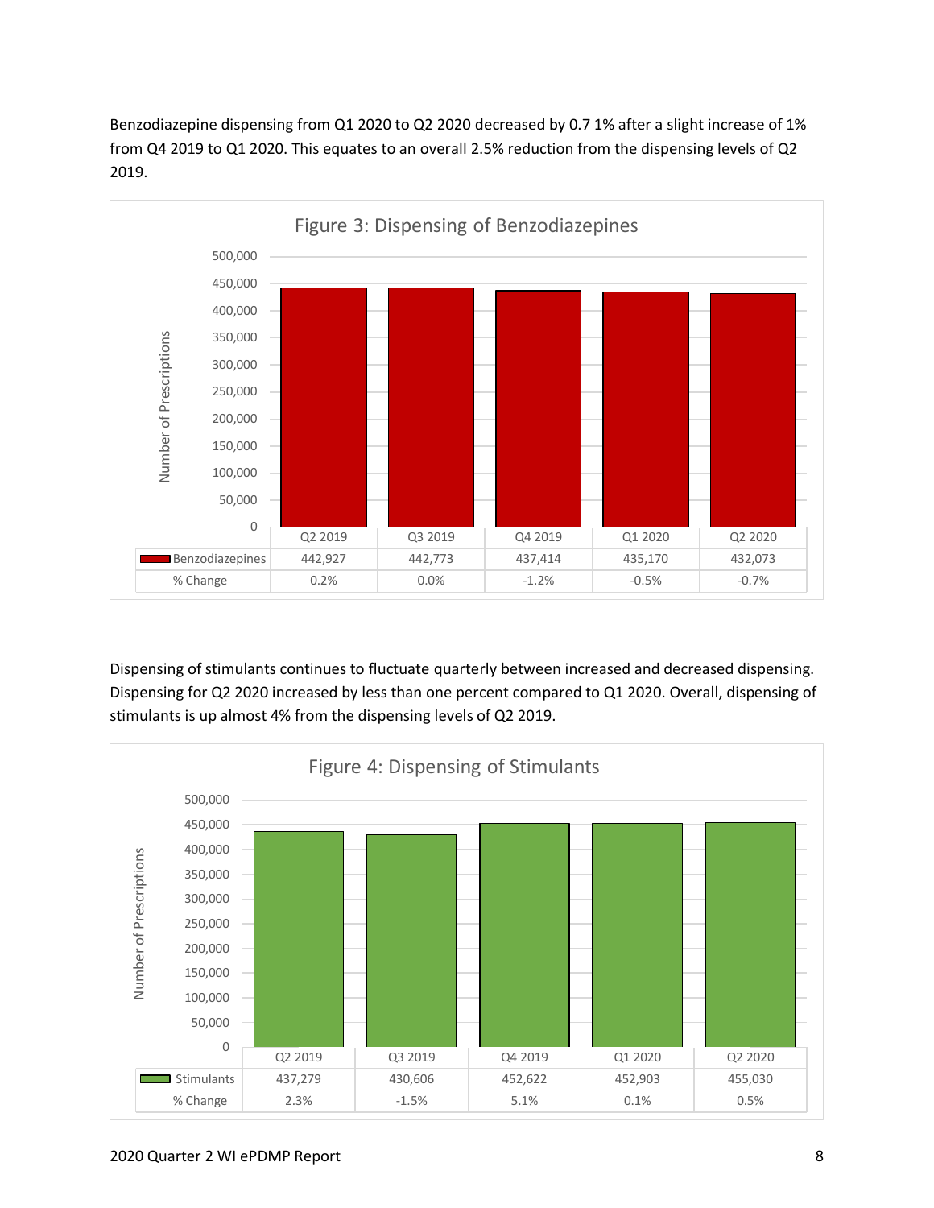Benzodiazepine dispensing from Q1 2020 to Q2 2020 decreased by 0.7 1% after a slight increase of 1% from Q4 2019 to Q1 2020. This equates to an overall 2.5% reduction from the dispensing levels of Q2 2019.

Figure 3: Dispensing of Benzodiazepines

| | Q2 2019 | Q3 2019 | Q4 2019 | Q1 2020 | Q2 2020 |
|---|---|---|---|---|---|
| Benzodiazepines | 442,927 | 442,773 | 437,414 | 435,170 | 432,073 |
| % Change | 0.2% | 0.0% | -1.2% | -0.5% | -0.7% |

Dispensing of stimulants continues to fluctuate quarterly between increased and decreased dispensing. Dispensing for Q2 2020 increased by less than one percent compared to Q1 2020. Overall, dispensing of stimulants is up almost 4% from the dispensing levels of Q2 2019.

Figure 4: Dispensing of Stimulants

| | Q2 2019 | Q3 2019 | Q4 2019 | Q1 2020 | Q2 2020 |
|---|---|---|---|---|---|
| Stimulants | 437,279 | 430,606 | 452,622 | 452,903 | 455,030 |
| % Change | 2.3% | -1.5% | 5.1% | 0.1% | 0.5% |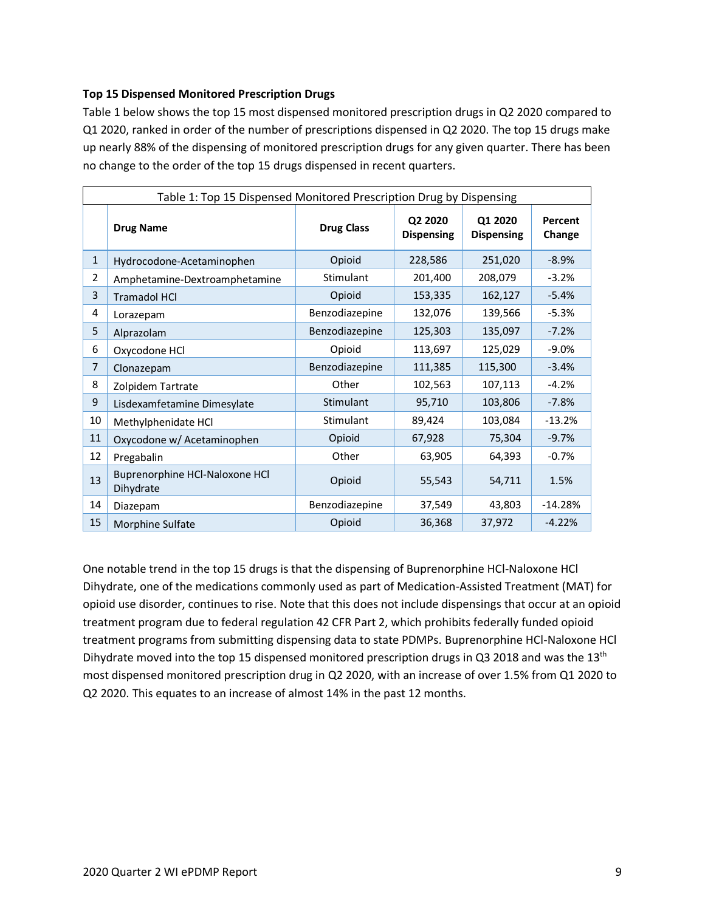**Top 15 Dispensed Monitored Prescription Drugs**

Table 1 below shows the top 15 most dispensed monitored prescription drugs in Q2 2020 compared to Q1 2020, ranked in order of the number of prescriptions dispensed in Q2 2020. The top 15 drugs make up nearly 88% of the dispensing of monitored prescription drugs for any given quarter. There has been no change to the order of the top 15 drugs dispensed in recent quarters.

Table 1: Top 15 Dispensed Monitored Prescription Drug by Dispensing

| | Drug Name | Drug Class | Q2 2020 Dispensing | Q1 2020 Dispensing | Percent Change |
|---|---|---|---|---|---|
| 1 | Hydrocodone-Acetaminophen | Opioid | 228,586 | 251,020 | -8.9% |
| 2 | Amphetamine-Dextroamphetamine | Stimulant | 201,400 | 208,079 | -3.2% |
| 3 | Tramadol HCl | Opioid | 153,335 | 162,127 | -5.4% |
| 4 | Lorazepam | Benzodiazepine | 132,076 | 139,566 | -5.3% |
| 5 | Alprazolam | Benzodiazepine | 125,303 | 135,097 | -7.2% |
| 6 | Oxycodone HCl | Opioid | 113,697 | 125,029 | -9.0% |
| 7 | Clonazepam | Benzodiazepine | 111,385 | 115,300 | -3.4% |
| 8 | Zolpidem Tartrate | Other | 102,563 | 107,113 | -4.2% |
| 9 | Lisdexamfetamine Dimesylate | Stimulant | 95,710 | 103,806 | -7.8% |
| 10 | Methylphenidate HCl | Stimulant | 89,424 | 103,084 | -13.2% |
| 11 | Oxycodone w/ Acetaminophen | Opioid | 67,928 | 75,304 | -9.7% |
| 12 | Pregabalin | Other | 63,905 | 64,393 | -0.7% |
| 13 | Buprenorphine HCl-Naloxone HCl Dihydrate | Opioid | 55,543 | 54,711 | 1.5% |
| 14 | Diazepam | Benzodiazepine | 37,549 | 43,803 | -14.28% |
| 15 | Morphine Sulfate | Opioid | 36,368 | 37,972 | -4.22% |

One notable trend in the top 15 drugs is that the dispensing of Buprenorphine HCl-Naloxone HCl Dihydrate, one of the medications commonly used as part of Medication-Assisted Treatment (MAT) for opioid use disorder, continues to rise. Note that this does not include dispensings that occur at an opioid treatment program due to federal regulation 42 CFR Part 2, which prohibits federally funded opioid treatment programs from submitting dispensing data to state PDMPs. Buprenorphine HCl-Naloxone HCl Dihydrate moved into the top 15 dispensed monitored prescription drugs in Q3 2018 and was the 13th most dispensed monitored prescription drug in Q2 2020, with an increase of over 1.5% from Q1 2020 to Q2 2020. This equates to an increase of almost 14% in the past 12 months.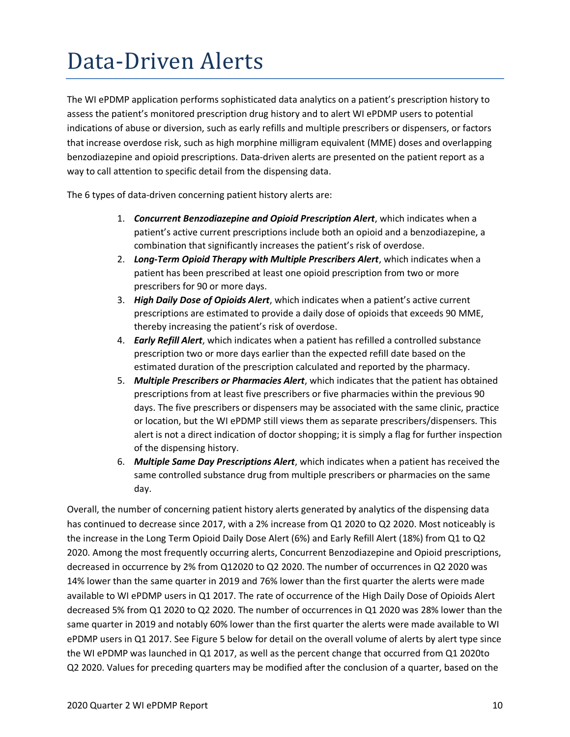# Data-Driven Alerts

The WI ePDMP application performs sophisticated data analytics on a patient's prescription history to assess the patient's monitored prescription drug history and to alert WI ePDMP users to potential indications of abuse or diversion, such as early refills and multiple prescribers or dispensers, or factors that increase overdose risk, such as high morphine milligram equivalent (MME) doses and overlapping benzodiazepine and opioid prescriptions. Data-driven alerts are presented on the patient report as a way to call attention to specific detail from the dispensing data.

The 6 types of data-driven concerning patient history alerts are:

1. ***Concurrent Benzodiazepine and Opioid Prescription Alert***, which indicates when a patient's active current prescriptions include both an opioid and a benzodiazepine, a combination that significantly increases the patient's risk of overdose.
2. ***Long-Term Opioid Therapy with Multiple Prescribers Alert***, which indicates when a patient has been prescribed at least one opioid prescription from two or more prescribers for 90 or more days.
3. ***High Daily Dose of Opioids Alert***, which indicates when a patient's active current prescriptions are estimated to provide a daily dose of opioids that exceeds 90 MME, thereby increasing the patient's risk of overdose.
4. ***Early Refill Alert***, which indicates when a patient has refilled a controlled substance prescription two or more days earlier than the expected refill date based on the estimated duration of the prescription calculated and reported by the pharmacy.
5. ***Multiple Prescribers or Pharmacies Alert***, which indicates that the patient has obtained prescriptions from at least five prescribers or five pharmacies within the previous 90 days. The five prescribers or dispensers may be associated with the same clinic, practice or location, but the WI ePDMP still views them as separate prescribers/dispensers. This alert is not a direct indication of doctor shopping; it is simply a flag for further inspection of the dispensing history.
6. ***Multiple Same Day Prescriptions Alert***, which indicates when a patient has received the same controlled substance drug from multiple prescribers or pharmacies on the same day.

Overall, the number of concerning patient history alerts generated by analytics of the dispensing data has continued to decrease since 2017, with a 2% increase from Q1 2020 to Q2 2020. Most noticeably is the increase in the Long Term Opioid Daily Dose Alert (6%) and Early Refill Alert (18%) from Q1 to Q2 2020. Among the most frequently occurring alerts, Concurrent Benzodiazepine and Opioid prescriptions, decreased in occurrence by 2% from Q12020 to Q2 2020. The number of occurrences in Q2 2020 was 14% lower than the same quarter in 2019 and 76% lower than the first quarter the alerts were made available to WI ePDMP users in Q1 2017. The rate of occurrence of the High Daily Dose of Opioids Alert decreased 5% from Q1 2020 to Q2 2020. The number of occurrences in Q1 2020 was 28% lower than the same quarter in 2019 and notably 60% lower than the first quarter the alerts were made available to WI ePDMP users in Q1 2017. See Figure 5 below for detail on the overall volume of alerts by alert type since the WI ePDMP was launched in Q1 2017, as well as the percent change that occurred from Q1 2020to Q2 2020. Values for preceding quarters may be modified after the conclusion of a quarter, based on the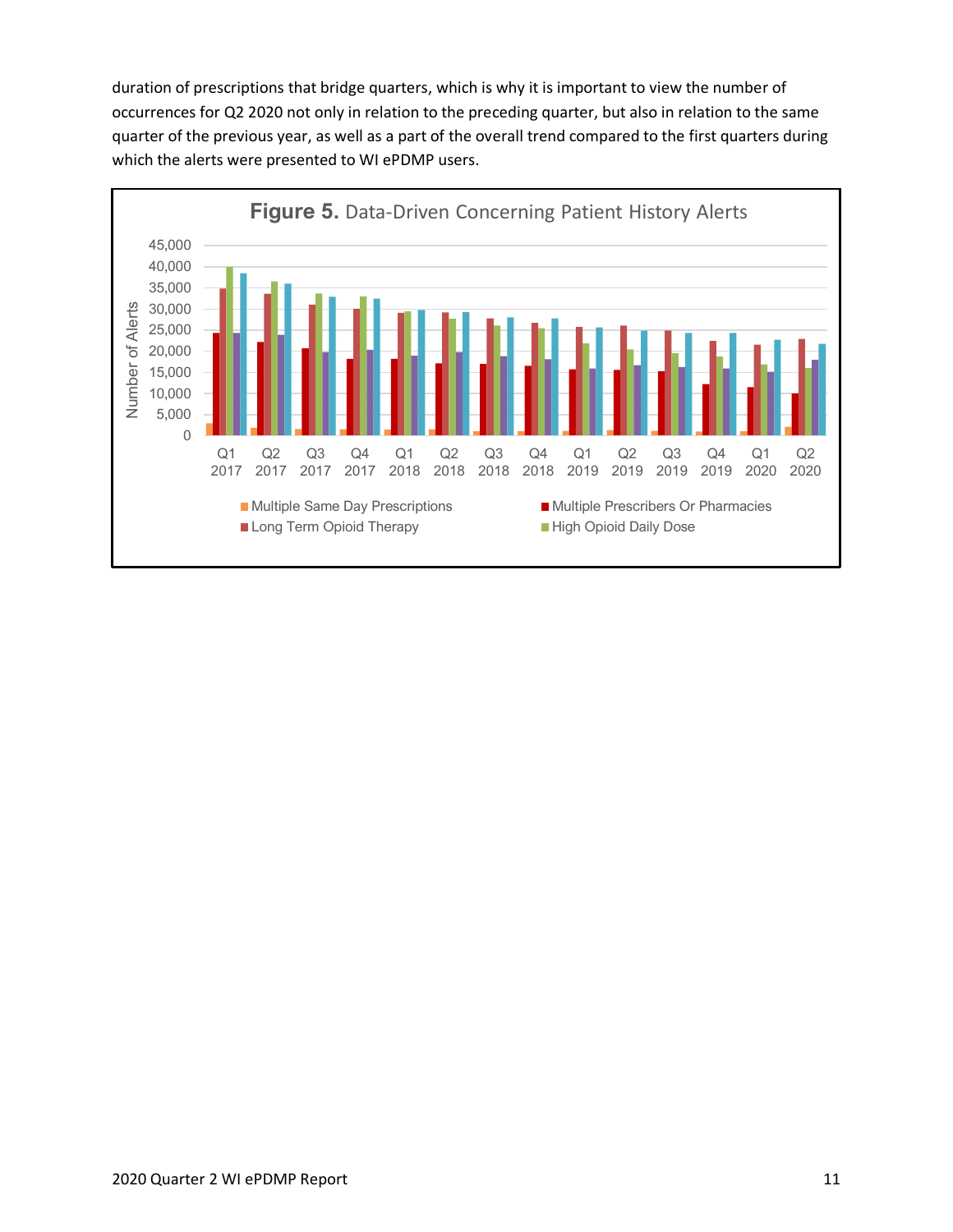duration of prescriptions that bridge quarters, which is why it is important to view the number of occurrences for Q2 2020 not only in relation to the preceding quarter, but also in relation to the same quarter of the previous year, as well as a part of the overall trend compared to the first quarters during which the alerts were presented to WI ePDMP users.

**Figure 5.** Data-Driven Concerning Patient History Alerts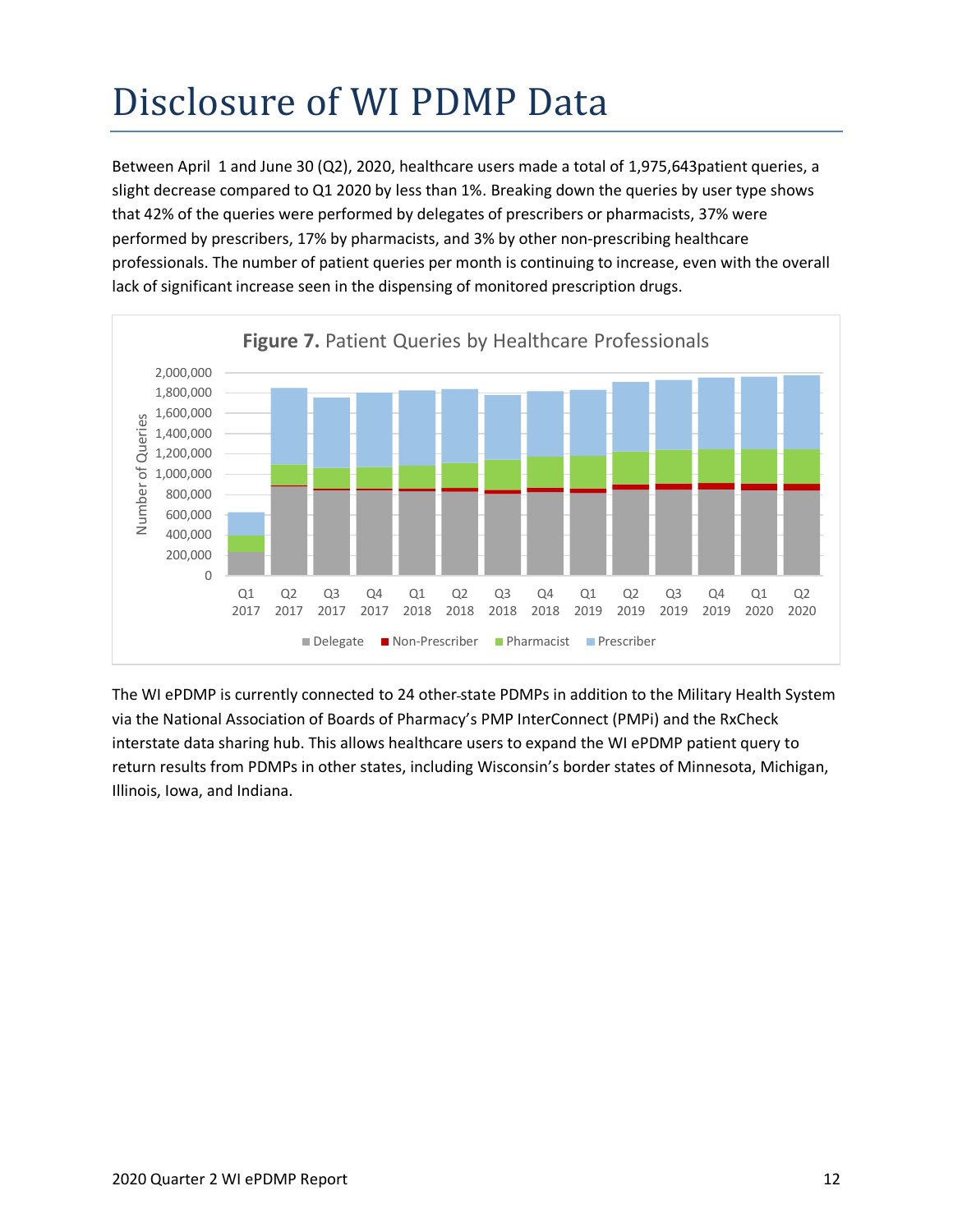# Disclosure of WI PDMP Data

Between April 1 and June 30 (Q2), 2020, healthcare users made a total of 1,975,643patient queries, a slight decrease compared to Q1 2020 by less than 1%. Breaking down the queries by user type shows that 42% of the queries were performed by delegates of prescribers or pharmacists, 37% were performed by prescribers, 17% by pharmacists, and 3% by other non-prescribing healthcare professionals. The number of patient queries per month is continuing to increase, even with the overall lack of significant increase seen in the dispensing of monitored prescription drugs.

**Figure 7.** Patient Queries by Healthcare Professionals

The WI ePDMP is currently connected to 24 other-state PDMPs in addition to the Military Health System via the National Association of Boards of Pharmacy's PMP InterConnect (PMPi) and the RxCheck interstate data sharing hub. This allows healthcare users to expand the WI ePDMP patient query to return results from PDMPs in other states, including Wisconsin's border states of Minnesota, Michigan, Illinois, Iowa, and Indiana.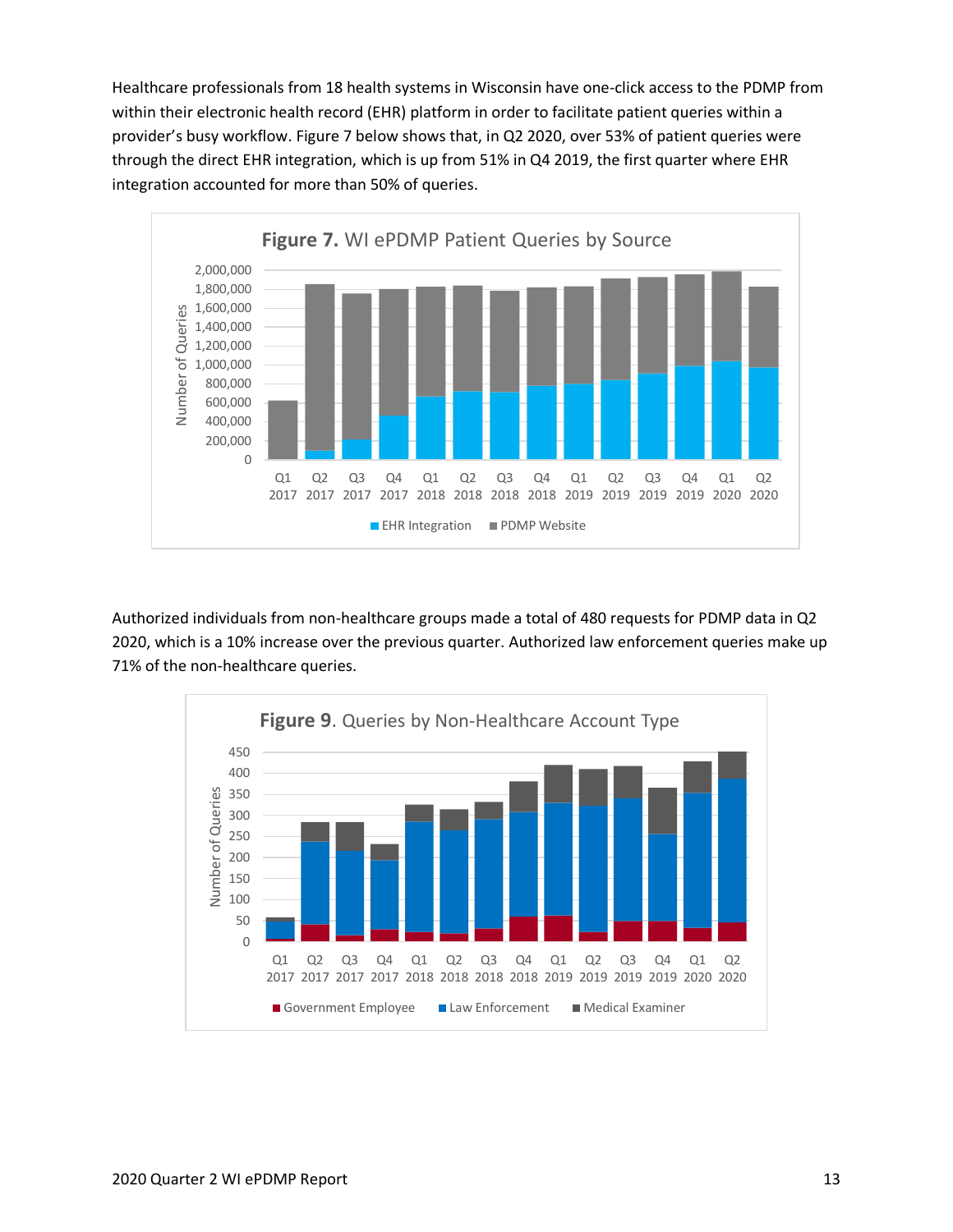Healthcare professionals from 18 health systems in Wisconsin have one-click access to the PDMP from within their electronic health record (EHR) platform in order to facilitate patient queries within a provider's busy workflow. Figure 7 below shows that, in Q2 2020, over 53% of patient queries were through the direct EHR integration, which is up from 51% in Q4 2019, the first quarter where EHR integration accounted for more than 50% of queries.

**Figure 7.** WI ePDMP Patient Queries by Source

Authorized individuals from non-healthcare groups made a total of 480 requests for PDMP data in Q2 2020, which is a 10% increase over the previous quarter. Authorized law enforcement queries make up 71% of the non-healthcare queries.

**Figure 9**. Queries by Non-Healthcare Account Type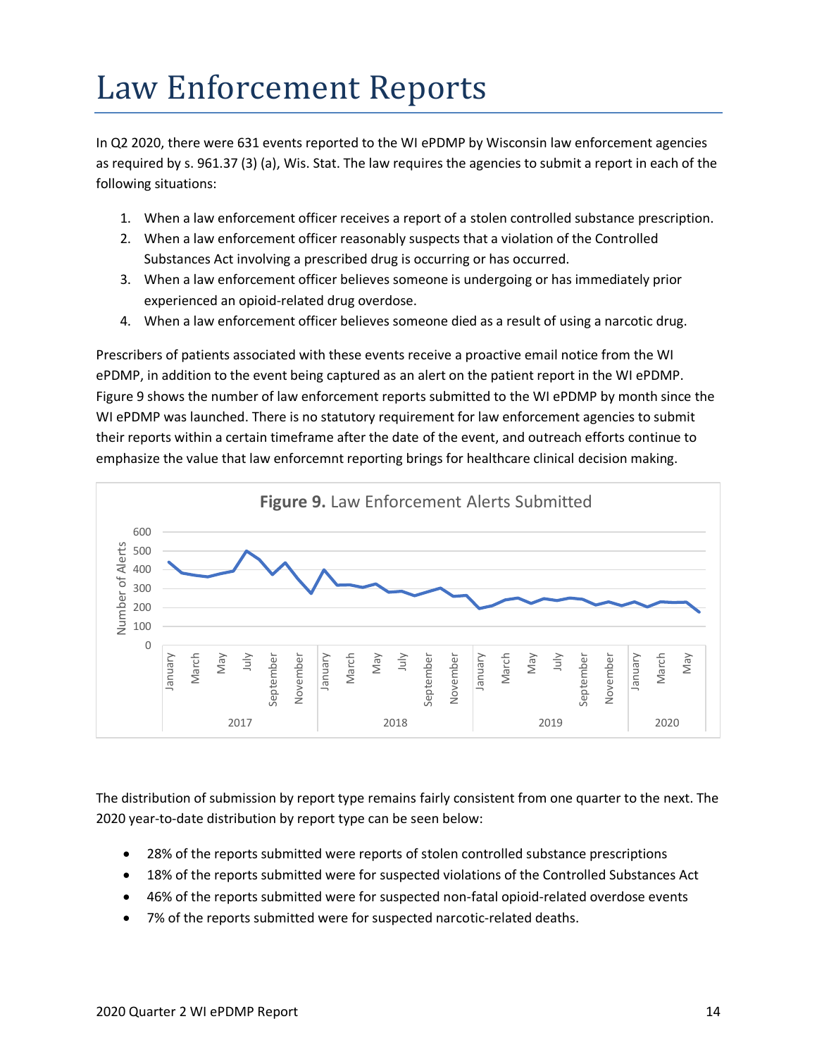# Law Enforcement Reports

In Q2 2020, there were 631 events reported to the WI ePDMP by Wisconsin law enforcement agencies as required by s. 961.37 (3) (a), Wis. Stat. The law requires the agencies to submit a report in each of the following situations:

1. When a law enforcement officer receives a report of a stolen controlled substance prescription.
2. When a law enforcement officer reasonably suspects that a violation of the Controlled Substances Act involving a prescribed drug is occurring or has occurred.
3. When a law enforcement officer believes someone is undergoing or has immediately prior experienced an opioid-related drug overdose.
4. When a law enforcement officer believes someone died as a result of using a narcotic drug.

Prescribers of patients associated with these events receive a proactive email notice from the WI ePDMP, in addition to the event being captured as an alert on the patient report in the WI ePDMP. Figure 9 shows the number of law enforcement reports submitted to the WI ePDMP by month since the WI ePDMP was launched. There is no statutory requirement for law enforcement agencies to submit their reports within a certain timeframe after the date of the event, and outreach efforts continue to emphasize the value that law enforcemnt reporting brings for healthcare clinical decision making.

**Figure 9.** Law Enforcement Alerts Submitted

The distribution of submission by report type remains fairly consistent from one quarter to the next. The 2020 year-to-date distribution by report type can be seen below:

- 28% of the reports submitted were reports of stolen controlled substance prescriptions
- 18% of the reports submitted were for suspected violations of the Controlled Substances Act
- 46% of the reports submitted were for suspected non-fatal opioid-related overdose events
- 7% of the reports submitted were for suspected narcotic-related deaths.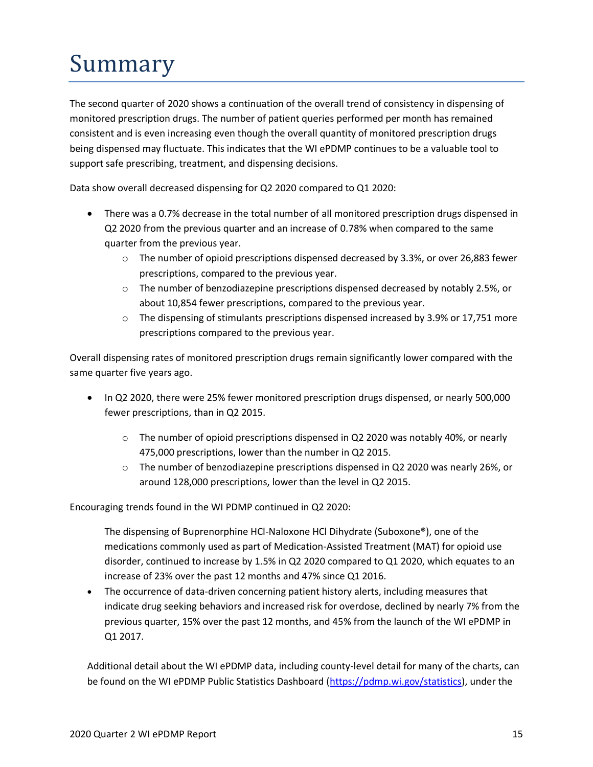# Summary

The second quarter of 2020 shows a continuation of the overall trend of consistency in dispensing of monitored prescription drugs. The number of patient queries performed per month has remained consistent and is even increasing even though the overall quantity of monitored prescription drugs being dispensed may fluctuate. This indicates that the WI ePDMP continues to be a valuable tool to support safe prescribing, treatment, and dispensing decisions.

Data show overall decreased dispensing for Q2 2020 compared to Q1 2020:

- There was a 0.7% decrease in the total number of all monitored prescription drugs dispensed in Q2 2020 from the previous quarter and an increase of 0.78% when compared to the same quarter from the previous year.
  - The number of opioid prescriptions dispensed decreased by 3.3%, or over 26,883 fewer prescriptions, compared to the previous year.
  - The number of benzodiazepine prescriptions dispensed decreased by notably 2.5%, or about 10,854 fewer prescriptions, compared to the previous year.
  - The dispensing of stimulants prescriptions dispensed increased by 3.9% or 17,751 more prescriptions compared to the previous year.

Overall dispensing rates of monitored prescription drugs remain significantly lower compared with the same quarter five years ago.

- In Q2 2020, there were 25% fewer monitored prescription drugs dispensed, or nearly 500,000 fewer prescriptions, than in Q2 2015.
  - The number of opioid prescriptions dispensed in Q2 2020 was notably 40%, or nearly 475,000 prescriptions, lower than the number in Q2 2015.
  - The number of benzodiazepine prescriptions dispensed in Q2 2020 was nearly 26%, or around 128,000 prescriptions, lower than the level in Q2 2015.

Encouraging trends found in the WI PDMP continued in Q2 2020:

- The dispensing of Buprenorphine HCl-Naloxone HCl Dihydrate (Suboxone®), one of the medications commonly used as part of Medication-Assisted Treatment (MAT) for opioid use disorder, continued to increase by 1.5% in Q2 2020 compared to Q1 2020, which equates to an increase of 23% over the past 12 months and 47% since Q1 2016.
- The occurrence of data-driven concerning patient history alerts, including measures that indicate drug seeking behaviors and increased risk for overdose, declined by nearly 7% from the previous quarter, 15% over the past 12 months, and 45% from the launch of the WI ePDMP in Q1 2017.

Additional detail about the WI ePDMP data, including county-level detail for many of the charts, can be found on the WI ePDMP Public Statistics Dashboard (https://pdmp.wi.gov/statistics), under the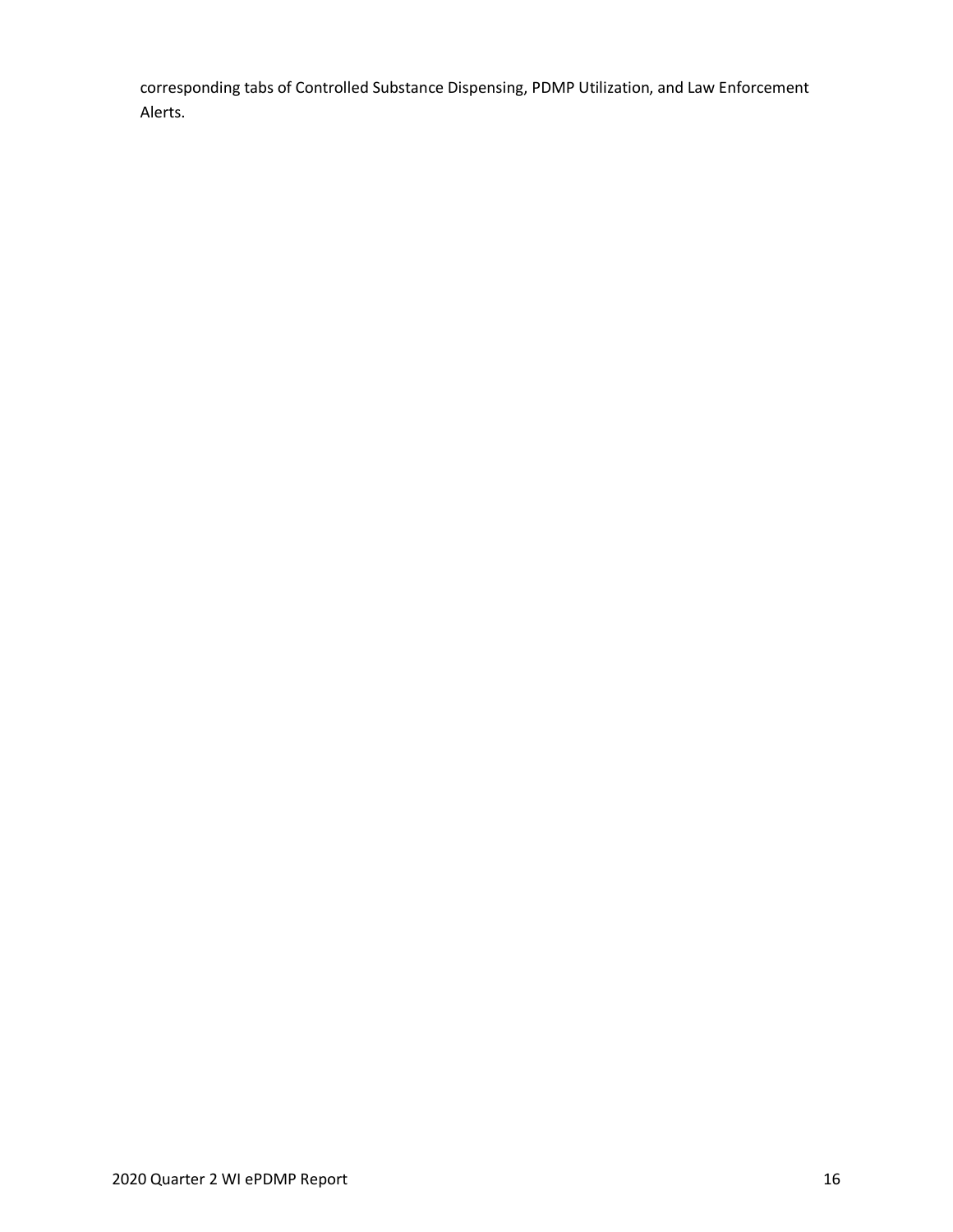corresponding tabs of Controlled Substance Dispensing, PDMP Utilization, and Law Enforcement Alerts.